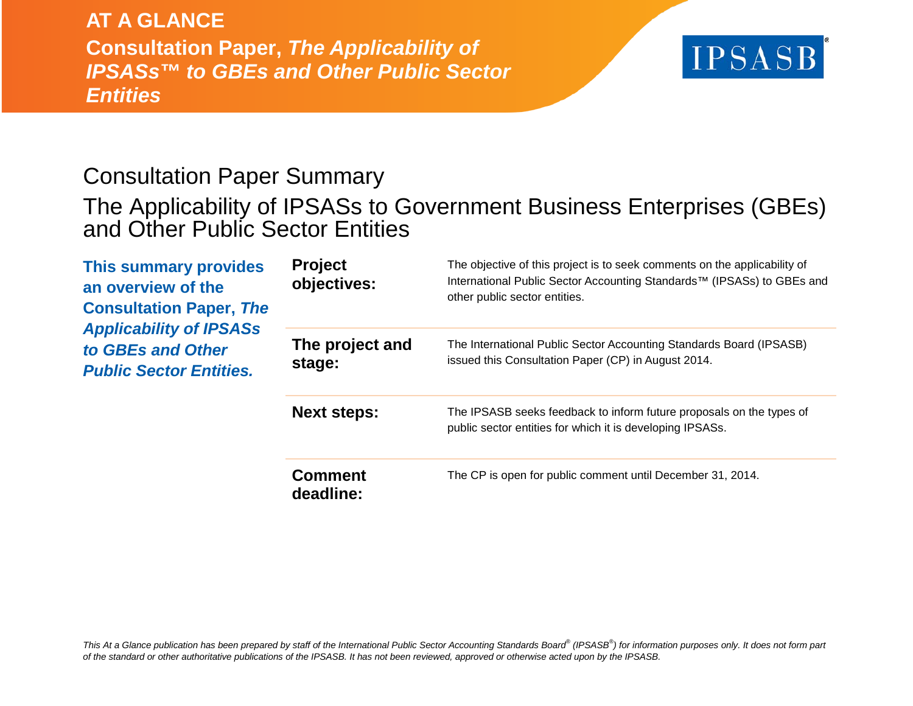**AT A GLANCE**

**Consultation Paper, *The Applicability of IPSASs™ to GBEs and Other Public Sector Entities***

IPSASB

# Consultation Paper Summary

## The Applicability of IPSASs to Government Business Enterprises (GBEs) and Other Public Sector Entities

**This summary provides an overview of the Consultation Paper, *The Applicability of IPSASs to GBEs and Other Public Sector Entities.***

| | |
|---|---|
| **Project objectives:** | The objective of this project is to seek comments on the applicability of International Public Sector Accounting Standards™ (IPSASs) to GBEs and other public sector entities. |
| **The project and stage:** | The International Public Sector Accounting Standards Board (IPSASB) issued this Consultation Paper (CP) in August 2014. |
| **Next steps:** | The IPSASB seeks feedback to inform future proposals on the types of public sector entities for which it is developing IPSASs. |
| **Comment deadline:** | The CP is open for public comment until December 31, 2014. |

*This At a Glance publication has been prepared by staff of the International Public Sector Accounting Standards Board® (IPSASB®) for information purposes only. It does not form part of the standard or other authoritative publications of the IPSASB. It has not been reviewed, approved or otherwise acted upon by the IPSASB.*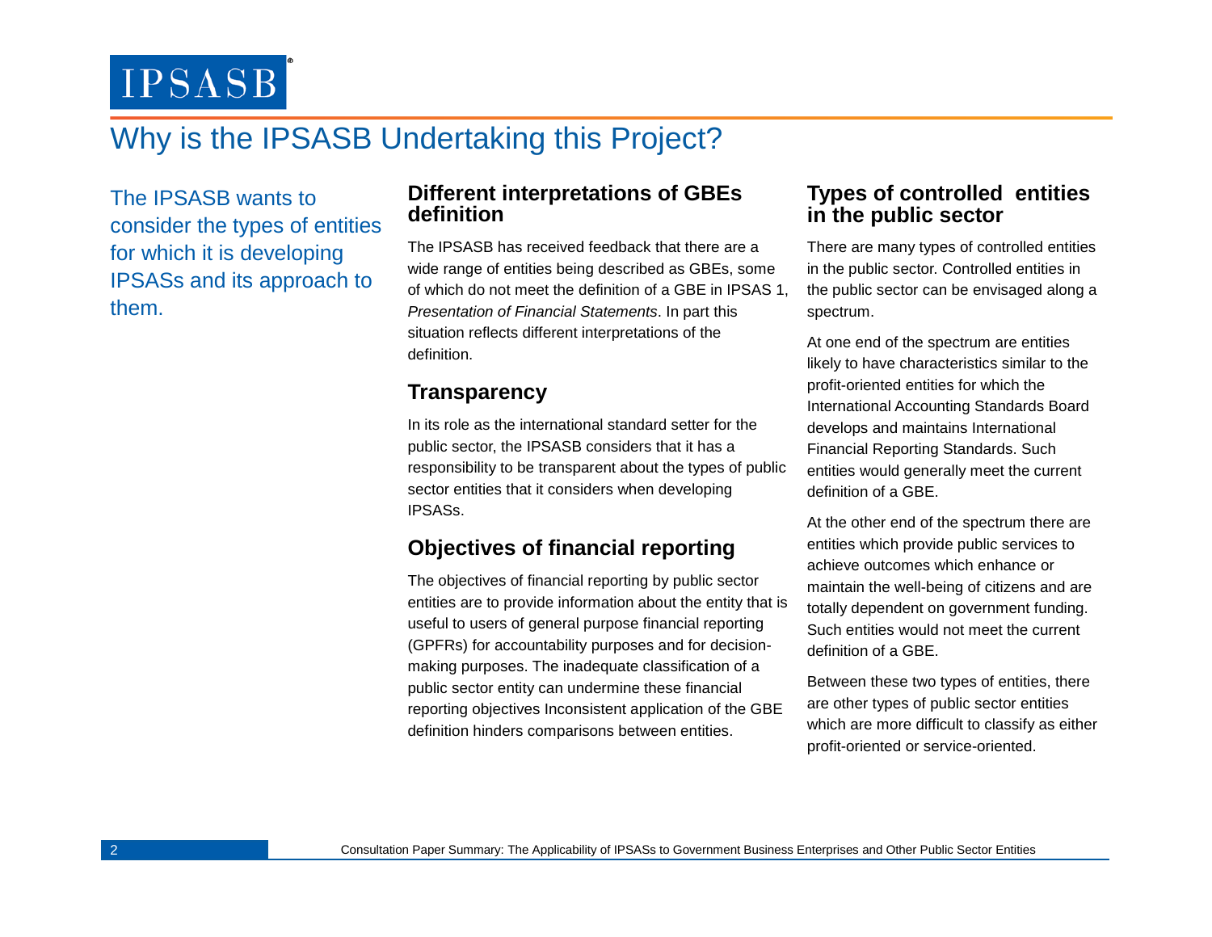# Why is the IPSASB Undertaking this Project?

The IPSASB wants to consider the types of entities for which it is developing IPSASs and its approach to them.

## Different interpretations of GBEs definition

The IPSASB has received feedback that there are a wide range of entities being described as GBEs, some of which do not meet the definition of a GBE in IPSAS 1, *Presentation of Financial Statements*. In part this situation reflects different interpretations of the definition.

## Transparency

In its role as the international standard setter for the public sector, the IPSASB considers that it has a responsibility to be transparent about the types of public sector entities that it considers when developing IPSASs.

## Objectives of financial reporting

The objectives of financial reporting by public sector entities are to provide information about the entity that is useful to users of general purpose financial reporting (GPFRs) for accountability purposes and for decision-making purposes. The inadequate classification of a public sector entity can undermine these financial reporting objectives Inconsistent application of the GBE definition hinders comparisons between entities.

## Types of controlled entities in the public sector

There are many types of controlled entities in the public sector. Controlled entities in the public sector can be envisaged along a spectrum.

At one end of the spectrum are entities likely to have characteristics similar to the profit-oriented entities for which the International Accounting Standards Board develops and maintains International Financial Reporting Standards. Such entities would generally meet the current definition of a GBE.

At the other end of the spectrum there are entities which provide public services to achieve outcomes which enhance or maintain the well-being of citizens and are totally dependent on government funding. Such entities would not meet the current definition of a GBE.

Between these two types of entities, there are other types of public sector entities which are more difficult to classify as either profit-oriented or service-oriented.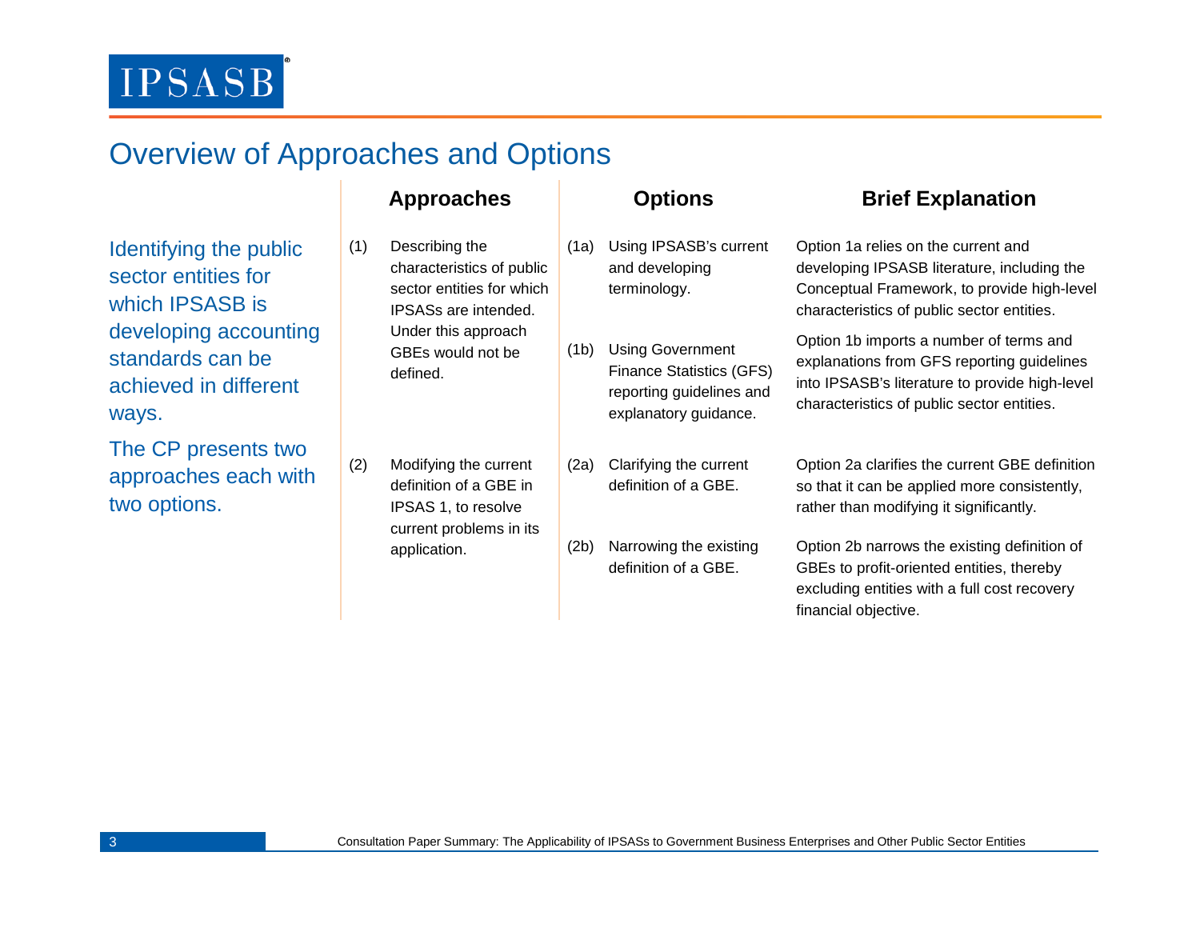## Overview of Approaches and Options

Identifying the public sector entities for which IPSASB is developing accounting standards can be achieved in different ways.

The CP presents two approaches each with two options.

| Approaches | | Options | | Brief Explanation |
|---|---|---|---|---|
| (1) | Describing the characteristics of public sector entities for which IPSASs are intended. Under this approach GBEs would not be defined. | (1a) | Using IPSASB's current and developing terminology. | Option 1a relies on the current and developing IPSASB literature, including the Conceptual Framework, to provide high-level characteristics of public sector entities. |
| | | (1b) | Using Government Finance Statistics (GFS) reporting guidelines and explanatory guidance. | Option 1b imports a number of terms and explanations from GFS reporting guidelines into IPSASB's literature to provide high-level characteristics of public sector entities. |
| (2) | Modifying the current definition of a GBE in IPSAS 1, to resolve current problems in its application. | (2a) | Clarifying the current definition of a GBE. | Option 2a clarifies the current GBE definition so that it can be applied more consistently, rather than modifying it significantly. |
| | | (2b) | Narrowing the existing definition of a GBE. | Option 2b narrows the existing definition of GBEs to profit-oriented entities, thereby excluding entities with a full cost recovery financial objective. |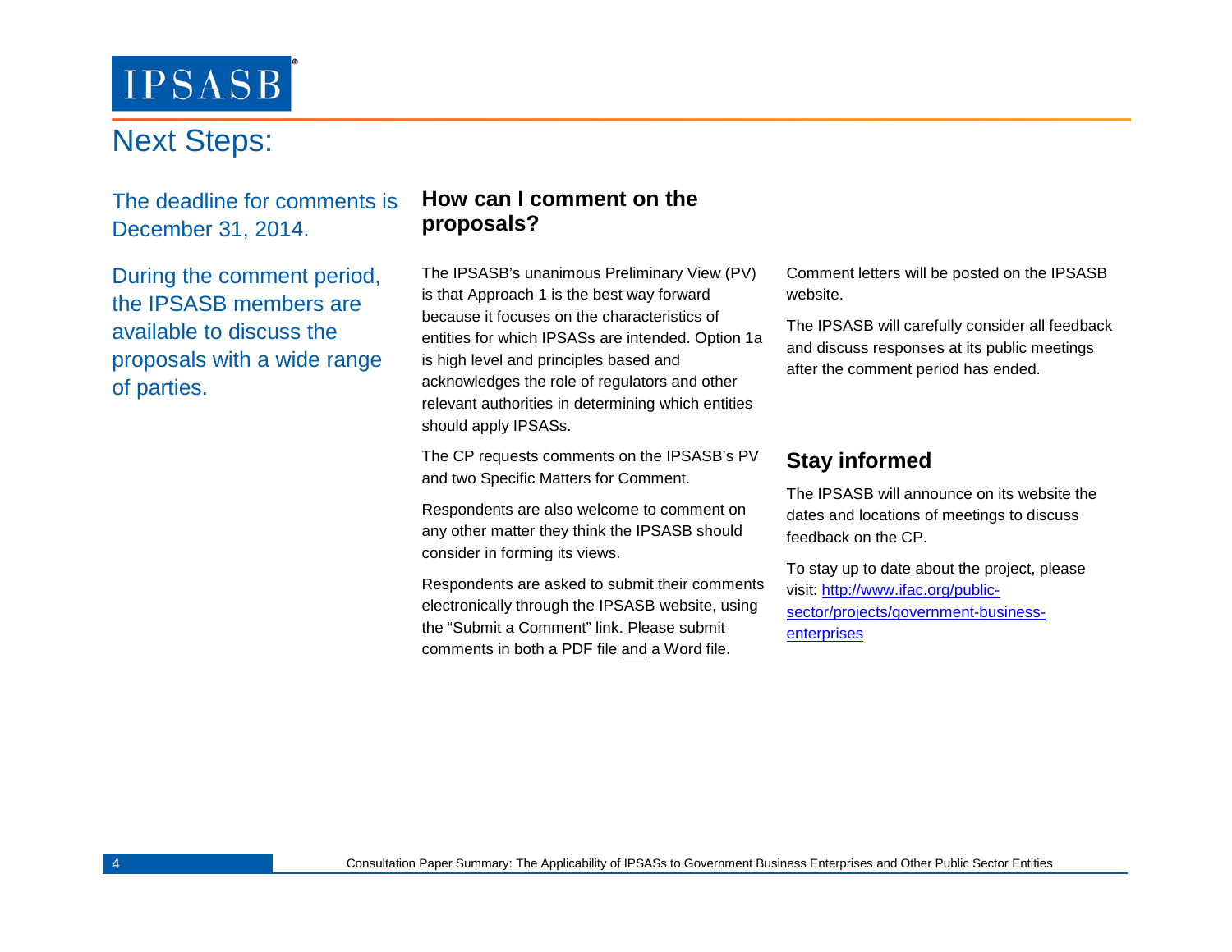# Next Steps:

The deadline for comments is December 31, 2014.

During the comment period, the IPSASB members are available to discuss the proposals with a wide range of parties.

## How can I comment on the proposals?

The IPSASB's unanimous Preliminary View (PV) is that Approach 1 is the best way forward because it focuses on the characteristics of entities for which IPSASs are intended. Option 1a is high level and principles based and acknowledges the role of regulators and other relevant authorities in determining which entities should apply IPSASs.

The CP requests comments on the IPSASB's PV and two Specific Matters for Comment.

Respondents are also welcome to comment on any other matter they think the IPSASB should consider in forming its views.

Respondents are asked to submit their comments electronically through the IPSASB website, using the "Submit a Comment" link. Please submit comments in both a PDF file and a Word file.

Comment letters will be posted on the IPSASB website.

The IPSASB will carefully consider all feedback and discuss responses at its public meetings after the comment period has ended.

## Stay informed

The IPSASB will announce on its website the dates and locations of meetings to discuss feedback on the CP.

To stay up to date about the project, please visit: http://www.ifac.org/public-sector/projects/government-business-enterprises